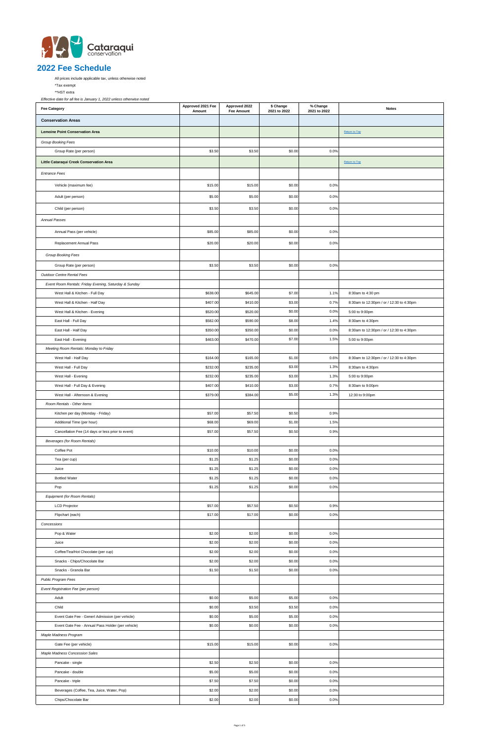# 2022 Fee Schedule

All prices include applicable tax, unless otherwise noted

*Tax exempt

**HST extra

*Effective date for all fee is January 1, 2022 unless otherwise noted*

| Fee Category | Approved 2021 Fee Amount | Approved 2022 Fee Amount | $ Change 2021 to 2022 | % Change 2021 to 2022 | Notes |
|---|---|---|---|---|---|
| **Conservation Areas** | | | | | |
| **Lemoine Point Conservation Area** | | | | | Return to Top |
| *Group Booking Fees* | | | | | |
| Group Rate (per person) | $3.50 | $3.50 | $0.00 | 0.0% | |
| **Little Cataraqui Creek Conservation Area** | | | | | Return to Top |
| *Entrance Fees* | | | | | |
| Vehicle (maximum fee) | $15.00 | $15.00 | $0.00 | 0.0% | |
| Adult (per person) | $5.00 | $5.00 | $0.00 | 0.0% | |
| Child (per person) | $3.50 | $3.50 | $0.00 | 0.0% | |
| *Annual Passes* | | | | | |
| Annual Pass (per vehicle) | $85.00 | $85.00 | $0.00 | 0.0% | |
| Replacement Annual Pass | $20.00 | $20.00 | $0.00 | 0.0% | |
| *Group Booking Fees* | | | | | |
| Group Rate (per person) | $3.50 | $3.50 | $0.00 | 0.0% | |
| *Outdoor Centre Rental Fees* | | | | | |
| *Event Room Rentals: Friday Evening, Saturday & Sunday* | | | | | |
| West Hall & Kitchen - Full Day | $638.00 | $645.00 | $7.00 | 1.1% | 8:30am to 4:30 pm |
| West Hall & Kitchen - Half Day | $407.00 | $410.00 | $3.00 | 0.7% | 8:30am to 12:30pm / or / 12:30 to 4:30pm |
| West Hall & Kitchen - Evening | $520.00 | $520.00 | $0.00 | 0.0% | 5:00 to 9:00pm |
| East Hall - Full Day | $582.00 | $590.00 | $8.00 | 1.4% | 8:30am to 4:30pm |
| East Hall - Half Day | $350.00 | $350.00 | $0.00 | 0.0% | 8:30am to 12:30pm / or / 12:30 to 4:30pm |
| East Hall - Evening | $463.00 | $470.00 | $7.00 | 1.5% | 5:00 to 9:00pm |
| *Meeting Room Rentals: Monday to Friday* | | | | | |
| West Hall - Half Day | $164.00 | $165.00 | $1.00 | 0.6% | 8:30am to 12:30pm / or / 12:30 to 4:30pm |
| West Hall - Full Day | $232.00 | $235.00 | $3.00 | 1.3% | 8:30am to 4:30pm |
| West Hall - Evening | $232.00 | $235.00 | $3.00 | 1.3% | 5:00 to 9:00pm |
| West Hall - Full Day & Evening | $407.00 | $410.00 | $3.00 | 0.7% | 8:30am to 9:00pm |
| West Hall - Afternoon & Evening | $379.00 | $384.00 | $5.00 | 1.3% | 12:30 to 9:00pm |
| *Room Rentals - Other Items* | | | | | |
| Kitchen per day (Monday - Friday) | $57.00 | $57.50 | $0.50 | 0.9% | |
| Additional Time (per hour) | $68.00 | $69.00 | $1.00 | 1.5% | |
| Cancellation Fee (14 days or less prior to event) | $57.00 | $57.50 | $0.50 | 0.9% | |
| *Beverages (for Room Rentals)* | | | | | |
| Coffee Pot | $10.00 | $10.00 | $0.00 | 0.0% | |
| Tea (per cup) | $1.25 | $1.25 | $0.00 | 0.0% | |
| Juice | $1.25 | $1.25 | $0.00 | 0.0% | |
| Bottled Water | $1.25 | $1.25 | $0.00 | 0.0% | |
| Pop | $1.25 | $1.25 | $0.00 | 0.0% | |
| *Equipment (for Room Rentals)* | | | | | |
| LCD Projector | $57.00 | $57.50 | $0.50 | 0.9% | |
| Flipchart (each) | $17.00 | $17.00 | $0.00 | 0.0% | |
| *Concessions* | | | | | |
| Pop & Water | $2.00 | $2.00 | $0.00 | 0.0% | |
| Juice | $2.00 | $2.00 | $0.00 | 0.0% | |
| Coffee/Tea/Hot Chocolate (per cup) | $2.00 | $2.00 | $0.00 | 0.0% | |
| Snacks - Chips/Chocolate Bar | $2.00 | $2.00 | $0.00 | 0.0% | |
| Snacks - Granola Bar | $1.50 | $1.50 | $0.00 | 0.0% | |
| *Public Program Fees* | | | | | |
| *Event Registration Fee (per person)* | | | | | |
| Adult | $0.00 | $5.00 | $5.00 | 0.0% | |
| Child | $0.00 | $3.50 | $3.50 | 0.0% | |
| Event Gate Fee - Generl Admission (per vehicle) | $0.00 | $5.00 | $5.00 | 0.0% | |
| Event Gate Fee - Annual Pass Holder (per vehicle) | $0.00 | $0.00 | $0.00 | 0.0% | |
| *Maple Madness Program* | | | | | |
| Gate Fee (per vehicle) | $15.00 | $15.00 | $0.00 | 0.0% | |
| *Maple Madness Concession Sales* | | | | | |
| Pancake - single | $2.50 | $2.50 | $0.00 | 0.0% | |
| Pancake - double | $5.00 | $5.00 | $0.00 | 0.0% | |
| Pancake - triple | $7.50 | $7.50 | $0.00 | 0.0% | |
| Beverages (Coffee, Tea, Juice, Water, Pop) | $2.00 | $2.00 | $0.00 | 0.0% | |
| Chips/Chocolate Bar | $2.00 | $2.00 | $0.00 | 0.0% | |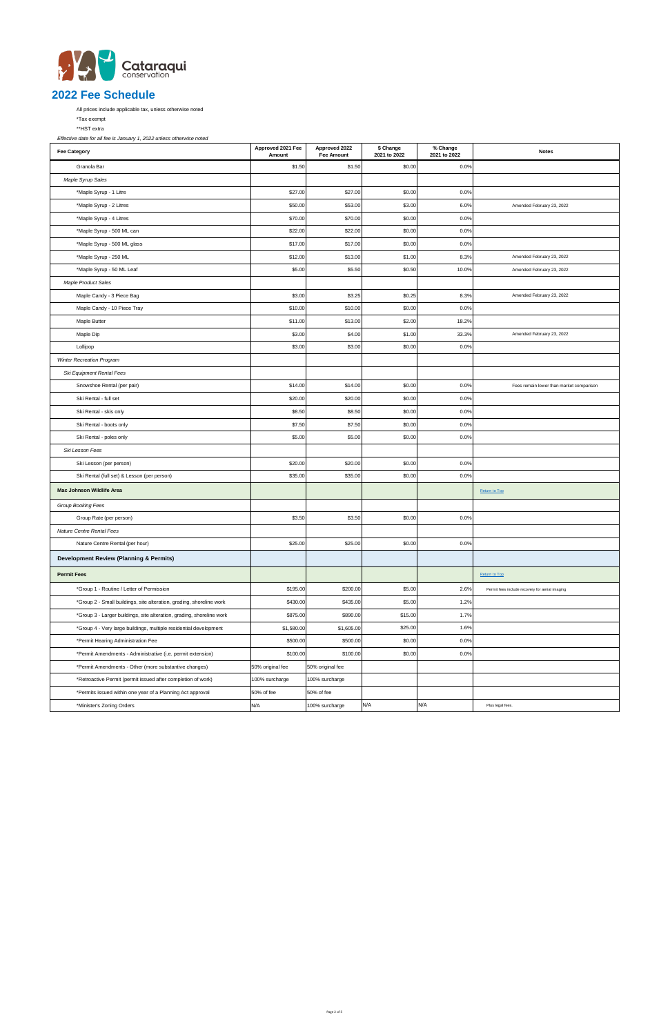## 2022 Fee Schedule

All prices include applicable tax, unless otherwise noted

*Tax exempt

**HST extra

*Effective date for all fee is January 1, 2022 unless otherwise noted*

| Fee Category | Approved 2021 Fee Amount | Approved 2022 Fee Amount | $ Change 2021 to 2022 | % Change 2021 to 2022 | Notes |
|---|---|---|---|---|---|
| Granola Bar | $1.50 | $1.50 | $0.00 | 0.0% | |
| *Maple Syrup Sales* | | | | | |
| *Maple Syrup - 1 Litre | $27.00 | $27.00 | $0.00 | 0.0% | |
| *Maple Syrup - 2 Litres | $50.00 | $53.00 | $3.00 | 6.0% | Amended February 23, 2022 |
| *Maple Syrup - 4 Litres | $70.00 | $70.00 | $0.00 | 0.0% | |
| *Maple Syrup - 500 ML can | $22.00 | $22.00 | $0.00 | 0.0% | |
| *Maple Syrup - 500 ML glass | $17.00 | $17.00 | $0.00 | 0.0% | |
| *Maple Syrup - 250 ML | $12.00 | $13.00 | $1.00 | 8.3% | Amended February 23, 2022 |
| *Maple Syrup - 50 ML Leaf | $5.00 | $5.50 | $0.50 | 10.0% | Amended February 23, 2022 |
| *Maple Product Sales* | | | | | |
| Maple Candy - 3 Piece Bag | $3.00 | $3.25 | $0.25 | 8.3% | Amended February 23, 2022 |
| Maple Candy - 10 Piece Tray | $10.00 | $10.00 | $0.00 | 0.0% | |
| Maple Butter | $11.00 | $13.00 | $2.00 | 18.2% | |
| Maple Dip | $3.00 | $4.00 | $1.00 | 33.3% | Amended February 23, 2022 |
| Lollipop | $3.00 | $3.00 | $0.00 | 0.0% | |
| *Winter Recreation Program* | | | | | |
| *Ski Equipment Rental Fees* | | | | | |
| Snowshoe Rental (per pair) | $14.00 | $14.00 | $0.00 | 0.0% | Fees remain lower than market comparison |
| Ski Rental - full set | $20.00 | $20.00 | $0.00 | 0.0% | |
| Ski Rental - skis only | $8.50 | $8.50 | $0.00 | 0.0% | |
| Ski Rental - boots only | $7.50 | $7.50 | $0.00 | 0.0% | |
| Ski Rental - poles only | $5.00 | $5.00 | $0.00 | 0.0% | |
| *Ski Lesson Fees* | | | | | |
| Ski Lesson (per person) | $20.00 | $20.00 | $0.00 | 0.0% | |
| Ski Rental (full set) & Lesson (per person) | $35.00 | $35.00 | $0.00 | 0.0% | |
| **Mac Johnson Wildlife Area** | | | | | Return to Top |
| *Group Booking Fees* | | | | | |
| Group Rate (per person) | $3.50 | $3.50 | $0.00 | 0.0% | |
| *Nature Centre Rental Fees* | | | | | |
| Nature Centre Rental (per hour) | $25.00 | $25.00 | $0.00 | 0.0% | |
| **Development Review (Planning & Permits)** | | | | | |
| **Permit Fees** | | | | | Return to Top |
| *Group 1 - Routine / Letter of Permission | $195.00 | $200.00 | $5.00 | 2.6% | Permit fees include recovery for aerial imaging |
| *Group 2 - Small buildings, site alteration, grading, shoreline work | $430.00 | $435.00 | $5.00 | 1.2% | |
| *Group 3 - Larger buildings, site alteration, grading, shoreline work | $875.00 | $890.00 | $15.00 | 1.7% | |
| *Group 4 - Very large buildings, multiple residential development | $1,580.00 | $1,605.00 | $25.00 | 1.6% | |
| *Permit Hearing Administration Fee | $500.00 | $500.00 | $0.00 | 0.0% | |
| *Permit Amendments - Administrative (i.e. permit extension) | $100.00 | $100.00 | $0.00 | 0.0% | |
| *Permit Amendments - Other (more substantive changes) | 50% original fee | 50% original fee | | | |
| *Retroactive Permit (permit issued after completion of work) | 100% surcharge | 100% surcharge | | | |
| *Permits issued within one year of a Planning Act approval | 50% of fee | 50% of fee | | | |
| *Minister's Zoning Orders | N/A | 100% surcharge | N/A | N/A | Plus legal fees. |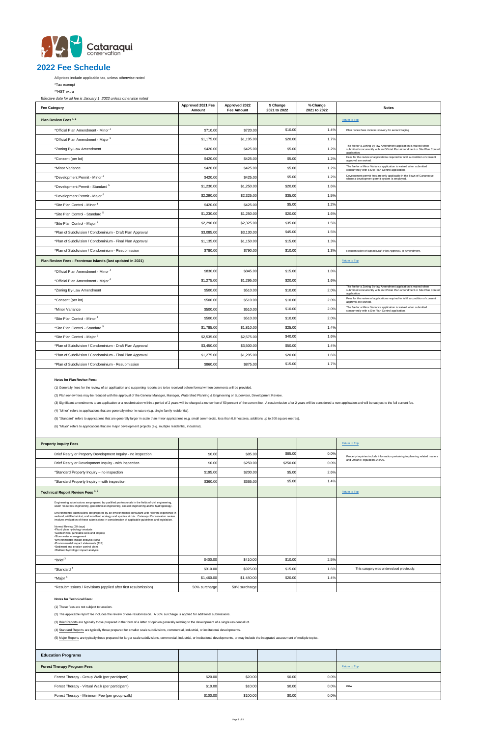Cataraqui conservation

# 2022 Fee Schedule

All prices include applicable tax, unless otherwise noted

*Tax exempt

**HST extra

*Effective date for all fee is January 1, 2022 unless otherwise noted*

| Fee Category | Approved 2021 Fee Amount | Approved 2022 Fee Amount | $ Change 2021 to 2022 | % Change 2021 to 2022 | Notes |
|---|---|---|---|---|---|
| **Plan Review Fees [1, 2]** | | | | | Return to Top |
| *Official Plan Amendment - Minor [4] | $710.00 | $720.00 | $10.00 | 1.4% | Plan review fees include recovery for aerial imaging |
| *Official Plan Amendment - Major [6] | $1,175.00 | $1,195.00 | $20.00 | 1.7% | |
| *Zoning By-Law Amendment | $420.00 | $425.00 | $5.00 | 1.2% | The fee for a Zoning By-law Amendment application is waived when submitted concurrently with an Official Plan Amendment or Site Plan Control application. |
| *Consent (per lot) | $420.00 | $425.00 | $5.00 | 1.2% | Fees for the review of applications required to fulfill a condition of consent approval are waived. |
| *Minor Variance | $420.00 | $425.00 | $5.00 | 1.2% | The fee for a Minor Variance application is waived when submitted concurrently with a Site Plan Control application. |
| *Development Permit - Minor [4] | $420.00 | $425.00 | $5.00 | 1.2% | Development permit fees are only applicable in the Town of Gananoque where a development permit system is employed. |
| *Development Permit - Standard [5] | $1,230.00 | $1,250.00 | $20.00 | 1.6% | |
| *Development Permit - Major [6] | $2,290.00 | $2,325.00 | $35.00 | 1.5% | |
| *Site Plan Control - Minor [4] | $420.00 | $425.00 | $5.00 | 1.2% | |
| *Site Plan Control - Standard [5] | $1,230.00 | $1,250.00 | $20.00 | 1.6% | |
| *Site Plan Control - Major [6] | $2,290.00 | $2,325.00 | $35.00 | 1.5% | |
| *Plan of Subdivision / Condominium - Draft Plan Approval | $3,085.00 | $3,130.00 | $45.00 | 1.5% | |
| *Plan of Subdivision / Condominium - Final Plan Approval | $1,135.00 | $1,150.00 | $15.00 | 1.3% | |
| *Plan of Subdivision / Condominium - Resubmission | $780.00 | $790.00 | $10.00 | 1.3% | Resubmission of lapsed Draft Plan Approval, or Amendment. |
| **Plan Review Fees - Frontenac Islands (last updated in 2021)** | | | | | Return to Top |
| *Official Plan Amendment - Minor [4] | $830.00 | $845.00 | $15.00 | 1.8% | |
| *Official Plan Amendment - Major [6] | $1,275.00 | $1,295.00 | $20.00 | 1.6% | |
| *Zoning By-Law Amendment | $500.00 | $510.00 | $10.00 | 2.0% | The fee for a Zoning By-law Amendment application is waived when submitted concurrently with an Official Plan Amendment or Site Plan Control application. |
| *Consent (per lot) | $500.00 | $510.00 | $10.00 | 2.0% | Fees for the review of applications required to fulfill a condition of consent approval are waived. |
| *Minor Variance | $500.00 | $510.00 | $10.00 | 2.0% | The fee for a Minor Variance application is waived when submitted concurrently with a Site Plan Control application. |
| *Site Plan Control - Minor [4] | $500.00 | $510.00 | $10.00 | 2.0% | |
| *Site Plan Control - Standard [5] | $1,785.00 | $1,810.00 | $25.00 | 1.4% | |
| *Site Plan Control - Major [6] | $2,535.00 | $2,575.00 | $40.00 | 1.6% | |
| *Plan of Subdivision / Condominium - Draft Plan Approval | $3,450.00 | $3,500.00 | $50.00 | 1.4% | |
| *Plan of Subdivision / Condominium - Final Plan Approval | $1,275.00 | $1,295.00 | $20.00 | 1.6% | |
| *Plan of Subdivision / Condominium - Resubmission | $860.00 | $875.00 | $15.00 | 1.7% | |

**Notes for Plan Review Fees:**

(1) Generally, fees for the review of an application and supporting reports are to be received before formal written comments will be provided.

(2) Plan review fees may be reduced with the approval of the General Manager, Manager, Watershed Planning & Engineering or Supervisor, Development Review.

(3) Significant amendments to an application or a resubmission within a period of 2 years will be charged a review fee of 50 percent of the current fee. A resubmission after 2 years will be considered a new application and will be subject to the full current fee.

(4) "Minor" refers to applications that are generally minor in nature (e.g. single family residential).

(5) "Standard" refers to applications that are generally larger in scale than minor applications (e.g. small commercial, less than 0.8 hectares, additions up to 200 square metres).

(6) "Major" refers to applications that are major development projects (e.g. multiple residential, industrial).

| Fee Category | Approved 2021 Fee Amount | Approved 2022 Fee Amount | $ Change 2021 to 2022 | % Change 2021 to 2022 | Notes |
|---|---|---|---|---|---|
| **Property Inquiry Fees** | | | | | Return to Top |
| Brief Realty or Property Development Inquiry - no inspection | $0.00 | $85.00 | $85.00 | 0.0% | Property inquiries include information pertaining to planning related matters and Ontario Regulation 148/06. |
| Brief Realty or Development Inquiry - with inspection | $0.00 | $250.00 | $250.00 | 0.0% | |
| *Standard Property Inquiry – no inspection | $195.00 | $200.00 | $5.00 | 2.6% | |
| *Standard Property Inquiry – with inspection | $360.00 | $365.00 | $5.00 | 1.4% | |
| **Technical Report Review Fees [1, 2]** | | | | | Return to Top |
| Engineering submissions are prepared by qualified professionals in the fields of civil engineering, water resources engineering, geotechnical engineering, coastal engineering and/or hydrogeology.<br><br>Environmental submissions are prepared by an environmental consultant with relevant experience in wetland, wildlife habitat, and woodland ecology and species at risk. Cataraqui Conservation review involves evaluation of these submissions in consideration of applicable guidelines and legislation.<br><br>Normal Review (30 days)<br>•Flood plain hydrology analysis<br>•Geotechnical (unstable soils and slopes)<br>•Stormwater management<br>•Environmental impact analysis (EIA)<br>•Environmental impact statements (EIS)<br>•Sediment and erosion control plans<br>•Wetland hydrologic impact analysis | | | | | |
| *Brief [3] | $400.00 | $410.00 | $10.00 | 2.5% | |
| *Standard [4] | $910.00 | $925.00 | $15.00 | 1.6% | This category was undervalued previously. |
| *Major [5] | $1,460.00 | $1,480.00 | $20.00 | 1.4% | |
| *Resubmissions / Revisions (applied after first resubmission) | 50% surcharge | 50% surcharge | | | |

**Notes for Technical Fees:**

(1) These fees are not subject to taxation.

(2) The applicable report fee includes the review of one resubmission. A 50% surcharge is applied for additional submissions.

(3) Brief Reports are typically those prepared in the form of a letter of opinion generally relating to the development of a single residential lot.

(4) Standard Reports are typically those prepared for smaller scale subdivisions, commercial, industrial, or institutional developments.

(5) Major Reports are typically those prepared for larger scale subdivisions, commercial, industrial, or institutional developments, or may include the integrated assessment of multiple topics.

| Fee Category | Approved 2021 Fee Amount | Approved 2022 Fee Amount | $ Change 2021 to 2022 | % Change 2021 to 2022 | Notes |
|---|---|---|---|---|---|
| **Education Programs** | | | | | |
| **Forest Therapy Program Fees** | | | | | Return to Top |
| Forest Therapy - Group Walk (per participant) | $20.00 | $20.00 | $0.00 | 0.0% | |
| Forest Therapy - Virtual Walk (per participant) | $10.00 | $10.00 | $0.00 | 0.0% | new |
| Forest Therapy - Minimum Fee (per group walk) | $100.00 | $100.00 | $0.00 | 0.0% | |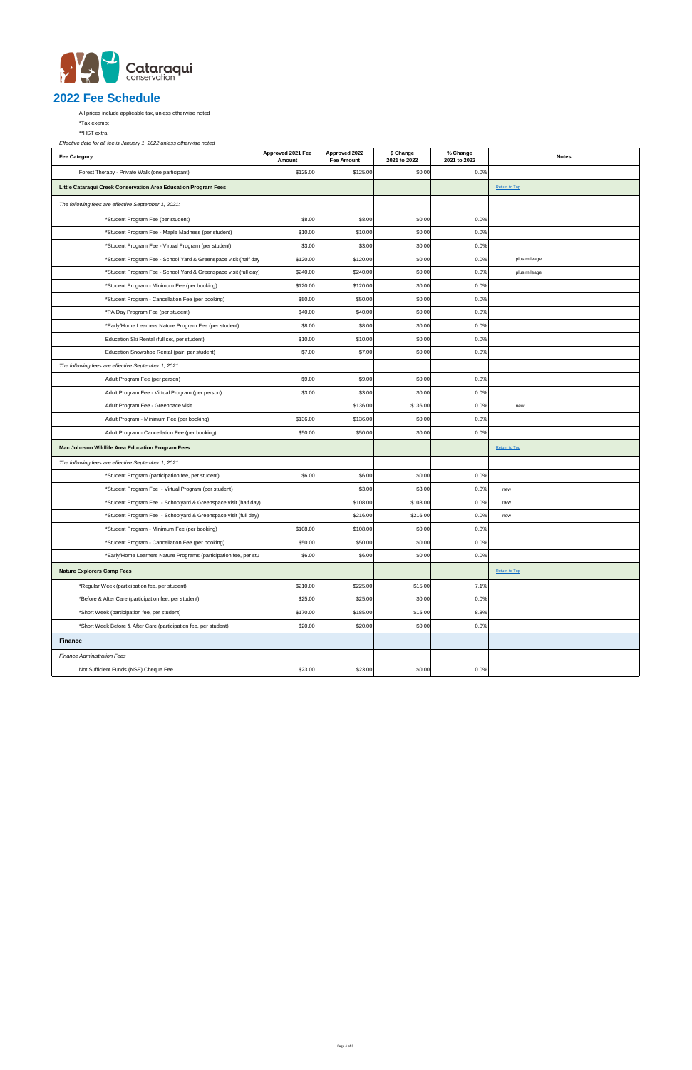Cataraqui conservation

# 2022 Fee Schedule

All prices include applicable tax, unless otherwise noted

*Tax exempt

**HST extra

*Effective date for all fee is January 1, 2022 unless otherwise noted*

| Fee Category | Approved 2021 Fee Amount | Approved 2022 Fee Amount | $ Change 2021 to 2022 | % Change 2021 to 2022 | Notes |
|---|---|---|---|---|---|
| Forest Therapy - Private Walk (one participant) | $125.00 | $125.00 | $0.00 | 0.0% | |
| **Little Cataraqui Creek Conservation Area Education Program Fees** | | | | | Return to Top |
| *The following fees are effective September 1, 2021:* | | | | | |
| *Student Program Fee (per student) | $8.00 | $8.00 | $0.00 | 0.0% | |
| *Student Program Fee - Maple Madness (per student) | $10.00 | $10.00 | $0.00 | 0.0% | |
| *Student Program Fee - Virtual Program (per student) | $3.00 | $3.00 | $0.00 | 0.0% | |
| *Student Program Fee - School Yard & Greenspace visit (half day | $120.00 | $120.00 | $0.00 | 0.0% | plus mileage |
| *Student Program Fee - School Yard & Greenspace visit (full day | $240.00 | $240.00 | $0.00 | 0.0% | plus mileage |
| *Student Program - Minimum Fee (per booking) | $120.00 | $120.00 | $0.00 | 0.0% | |
| *Student Program - Cancellation Fee (per booking) | $50.00 | $50.00 | $0.00 | 0.0% | |
| *PA Day Program Fee (per student) | $40.00 | $40.00 | $0.00 | 0.0% | |
| *Early/Home Learners Nature Program Fee (per student) | $8.00 | $8.00 | $0.00 | 0.0% | |
| Education Ski Rental (full set, per student) | $10.00 | $10.00 | $0.00 | 0.0% | |
| Education Snowshoe Rental (pair, per student) | $7.00 | $7.00 | $0.00 | 0.0% | |
| *The following fees are effective September 1, 2021:* | | | | | |
| Adult Program Fee (per person) | $9.00 | $9.00 | $0.00 | 0.0% | |
| Adult Program Fee - Virtual Program (per person) | $3.00 | $3.00 | $0.00 | 0.0% | |
| Adult Program Fee - Greenpace visit | | $136.00 | $136.00 | 0.0% | new |
| Adult Program - Minimum Fee (per booking) | $136.00 | $136.00 | $0.00 | 0.0% | |
| Adult Program - Cancellation Fee (per booking) | $50.00 | $50.00 | $0.00 | 0.0% | |
| **Mac Johnson Wildlife Area Education Program Fees** | | | | | Return to Top |
| *The following fees are effective September 1, 2021:* | | | | | |
| *Student Program (participation fee, per student) | $6.00 | $6.00 | $0.00 | 0.0% | |
| *Student Program Fee - Virtual Program (per student) | | $3.00 | $3.00 | 0.0% | new |
| *Student Program Fee - Schoolyard & Greenspace visit (half day) | | $108.00 | $108.00 | 0.0% | new |
| *Student Program Fee - Schoolyard & Greenspace visit (full day) | | $216.00 | $216.00 | 0.0% | new |
| *Student Program - Minimum Fee (per booking) | $108.00 | $108.00 | $0.00 | 0.0% | |
| *Student Program - Cancellation Fee (per booking) | $50.00 | $50.00 | $0.00 | 0.0% | |
| *Early/Home Learners Nature Programs (participation fee, per stu | $6.00 | $6.00 | $0.00 | 0.0% | |
| **Nature Explorers Camp Fees** | | | | | Return to Top |
| *Regular Week (participation fee, per student) | $210.00 | $225.00 | $15.00 | 7.1% | |
| *Before & After Care (participation fee, per student) | $25.00 | $25.00 | $0.00 | 0.0% | |
| *Short Week (participation fee, per student) | $170.00 | $185.00 | $15.00 | 8.8% | |
| *Short Week Before & After Care (participation fee, per student) | $20.00 | $20.00 | $0.00 | 0.0% | |
| **Finance** | | | | | |
| *Finance Administration Fees* | | | | | |
| Not Sufficient Funds (NSF) Cheque Fee | $23.00 | $23.00 | $0.00 | 0.0% | |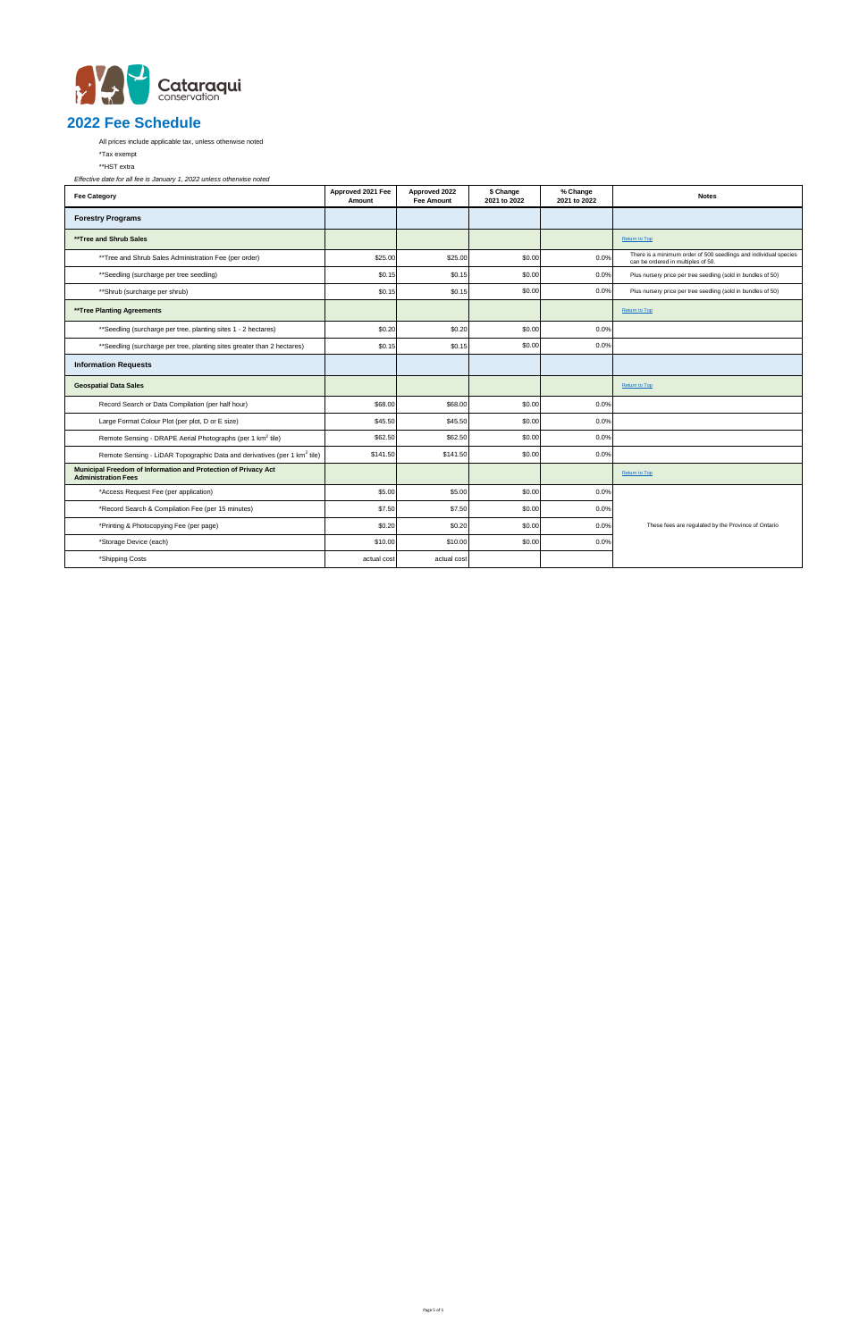# 2022 Fee Schedule

All prices include applicable tax, unless otherwise noted

*Tax exempt

**HST extra

*Effective date for all fee is January 1, 2022 unless otherwise noted*

| Fee Category | Approved 2021 Fee Amount | Approved 2022 Fee Amount | $ Change 2021 to 2022 | % Change 2021 to 2022 | Notes |
|---|---|---|---|---|---|
| **Forestry Programs** | | | | | |
| **Tree and Shrub Sales** | | | | | Return to Top |
| **Tree and Shrub Sales Administration Fee (per order) | $25.00 | $25.00 | $0.00 | 0.0% | There is a minimum order of 500 seedlings and individual species can be ordered in multiples of 50. |
| **Seedling (surcharge per tree seedling) | $0.15 | $0.15 | $0.00 | 0.0% | Plus nursery price per tree seedling (sold in bundles of 50) |
| **Shrub (surcharge per shrub) | $0.15 | $0.15 | $0.00 | 0.0% | Plus nursery price per tree seedling (sold in bundles of 50) |
| **Tree Planting Agreements** | | | | | Return to Top |
| **Seedling (surcharge per tree, planting sites 1 - 2 hectares) | $0.20 | $0.20 | $0.00 | 0.0% | |
| **Seedling (surcharge per tree, planting sites greater than 2 hectares) | $0.15 | $0.15 | $0.00 | 0.0% | |
| **Information Requests** | | | | | |
| **Geospatial Data Sales** | | | | | Return to Top |
| Record Search or Data Compilation (per half hour) | $68.00 | $68.00 | $0.00 | 0.0% | |
| Large Format Colour Plot (per plot, D or E size) | $45.50 | $45.50 | $0.00 | 0.0% | |
| Remote Sensing - DRAPE Aerial Photographs (per 1 $km^2$ tile) | $62.50 | $62.50 | $0.00 | 0.0% | |
| Remote Sensing - LiDAR Topographic Data and derivatives (per 1 $km^2$ tile) | $141.50 | $141.50 | $0.00 | 0.0% | |
| **Municipal Freedom of Information and Protection of Privacy Act Administration Fees** | | | | | Return to Top |
| *Access Request Fee (per application) | $5.00 | $5.00 | $0.00 | 0.0% | These fees are regulated by the Province of Ontario |
| *Record Search & Compilation Fee (per 15 minutes) | $7.50 | $7.50 | $0.00 | 0.0% | |
| *Printing & Photocopying Fee (per page) | $0.20 | $0.20 | $0.00 | 0.0% | |
| *Storage Device (each) | $10.00 | $10.00 | $0.00 | 0.0% | |
| *Shipping Costs | actual cost | actual cost | | | |